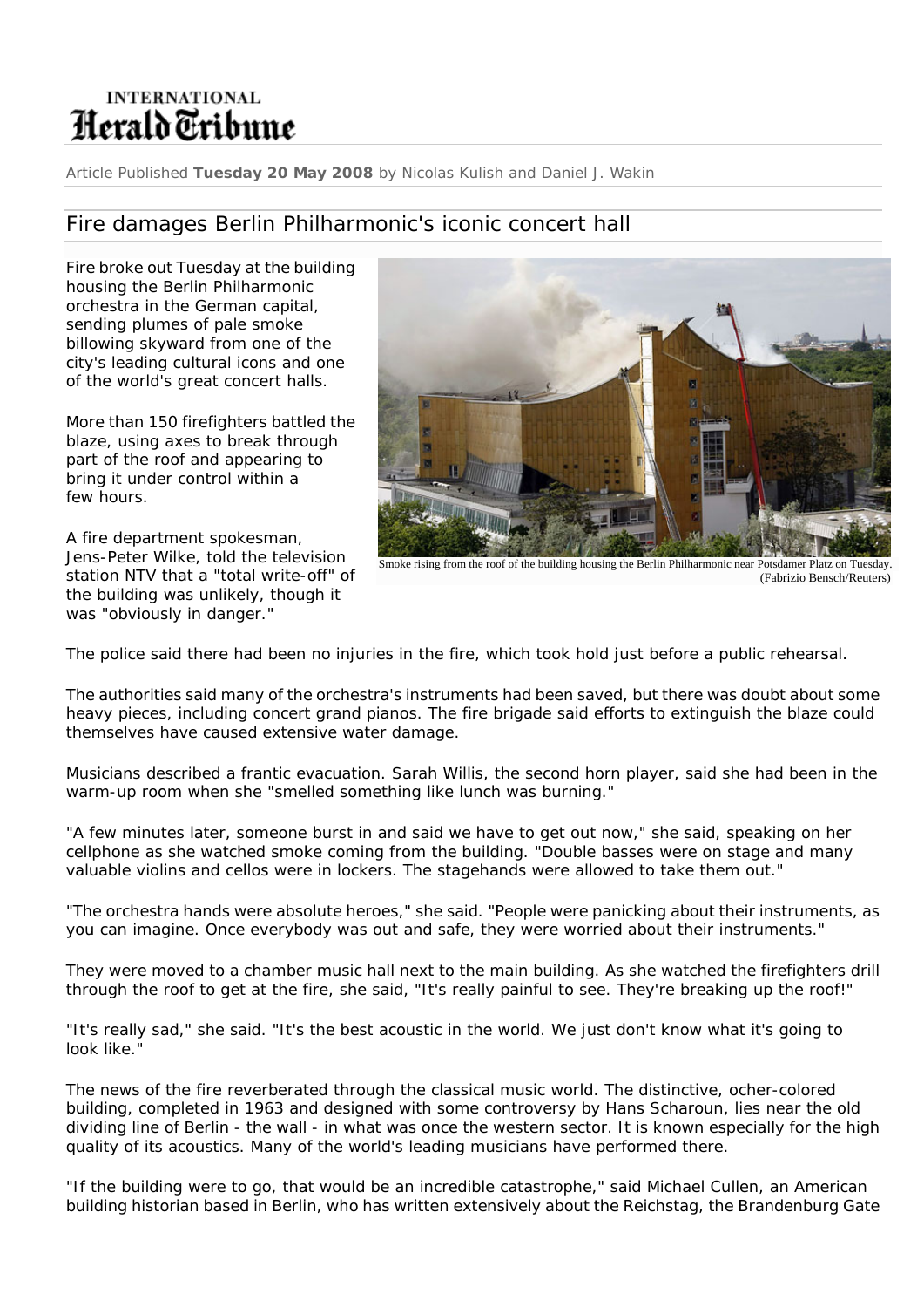INTERNATIONAL
# Herald Tribune

Article Published **Tuesday 20 May 2008** by Nicolas Kulish and Daniel J. Wakin

## Fire damages Berlin Philharmonic's iconic concert hall

Fire broke out Tuesday at the building housing the Berlin Philharmonic orchestra in the German capital, sending plumes of pale smoke billowing skyward from one of the city's leading cultural icons and one of the world's great concert halls.

More than 150 firefighters battled the blaze, using axes to break through part of the roof and appearing to bring it under control within a few hours.

A fire department spokesman, Jens-Peter Wilke, told the television station NTV that a "total write-off" of the building was unlikely, though it was "obviously in danger."

Smoke rising from the roof of the building housing the Berlin Philharmonic near Potsdamer Platz on Tuesday. (Fabrizio Bensch/Reuters)

The police said there had been no injuries in the fire, which took hold just before a public rehearsal.

The authorities said many of the orchestra's instruments had been saved, but there was doubt about some heavy pieces, including concert grand pianos. The fire brigade said efforts to extinguish the blaze could themselves have caused extensive water damage.

Musicians described a frantic evacuation. Sarah Willis, the second horn player, said she had been in the warm-up room when she "smelled something like lunch was burning."

"A few minutes later, someone burst in and said we have to get out now," she said, speaking on her cellphone as she watched smoke coming from the building. "Double basses were on stage and many valuable violins and cellos were in lockers. The stagehands were allowed to take them out."

"The orchestra hands were absolute heroes," she said. "People were panicking about their instruments, as you can imagine. Once everybody was out and safe, they were worried about their instruments."

They were moved to a chamber music hall next to the main building. As she watched the firefighters drill through the roof to get at the fire, she said, "It's really painful to see. They're breaking up the roof!"

"It's really sad," she said. "It's the best acoustic in the world. We just don't know what it's going to look like."

The news of the fire reverberated through the classical music world. The distinctive, ocher-colored building, completed in 1963 and designed with some controversy by Hans Scharoun, lies near the old dividing line of Berlin - the wall - in what was once the western sector. It is known especially for the high quality of its acoustics. Many of the world's leading musicians have performed there.

"If the building were to go, that would be an incredible catastrophe," said Michael Cullen, an American building historian based in Berlin, who has written extensively about the Reichstag, the Brandenburg Gate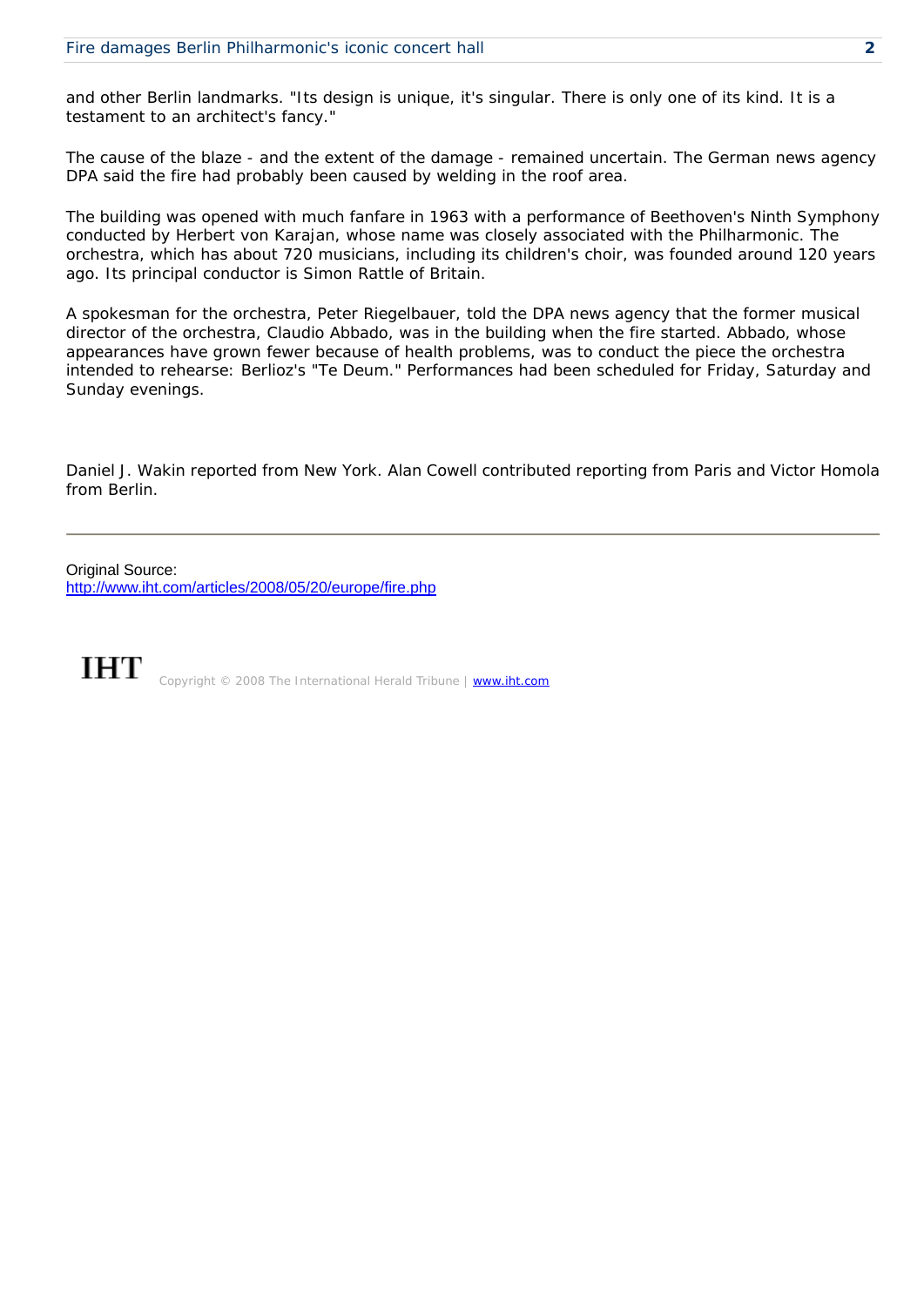and other Berlin landmarks. "Its design is unique, it's singular. There is only one of its kind. It is a testament to an architect's fancy."

The cause of the blaze - and the extent of the damage - remained uncertain. The German news agency DPA said the fire had probably been caused by welding in the roof area.

The building was opened with much fanfare in 1963 with a performance of Beethoven's Ninth Symphony conducted by Herbert von Karajan, whose name was closely associated with the Philharmonic. The orchestra, which has about 720 musicians, including its children's choir, was founded around 120 years ago. Its principal conductor is Simon Rattle of Britain.

A spokesman for the orchestra, Peter Riegelbauer, told the DPA news agency that the former musical director of the orchestra, Claudio Abbado, was in the building when the fire started. Abbado, whose appearances have grown fewer because of health problems, was to conduct the piece the orchestra intended to rehearse: Berlioz's "Te Deum." Performances had been scheduled for Friday, Saturday and Sunday evenings.

Daniel J. Wakin reported from New York. Alan Cowell contributed reporting from Paris and Victor Homola from Berlin.

---

Original Source:
http://www.iht.com/articles/2008/05/20/europe/fire.php

IHT Copyright © 2008 The International Herald Tribune | www.iht.com